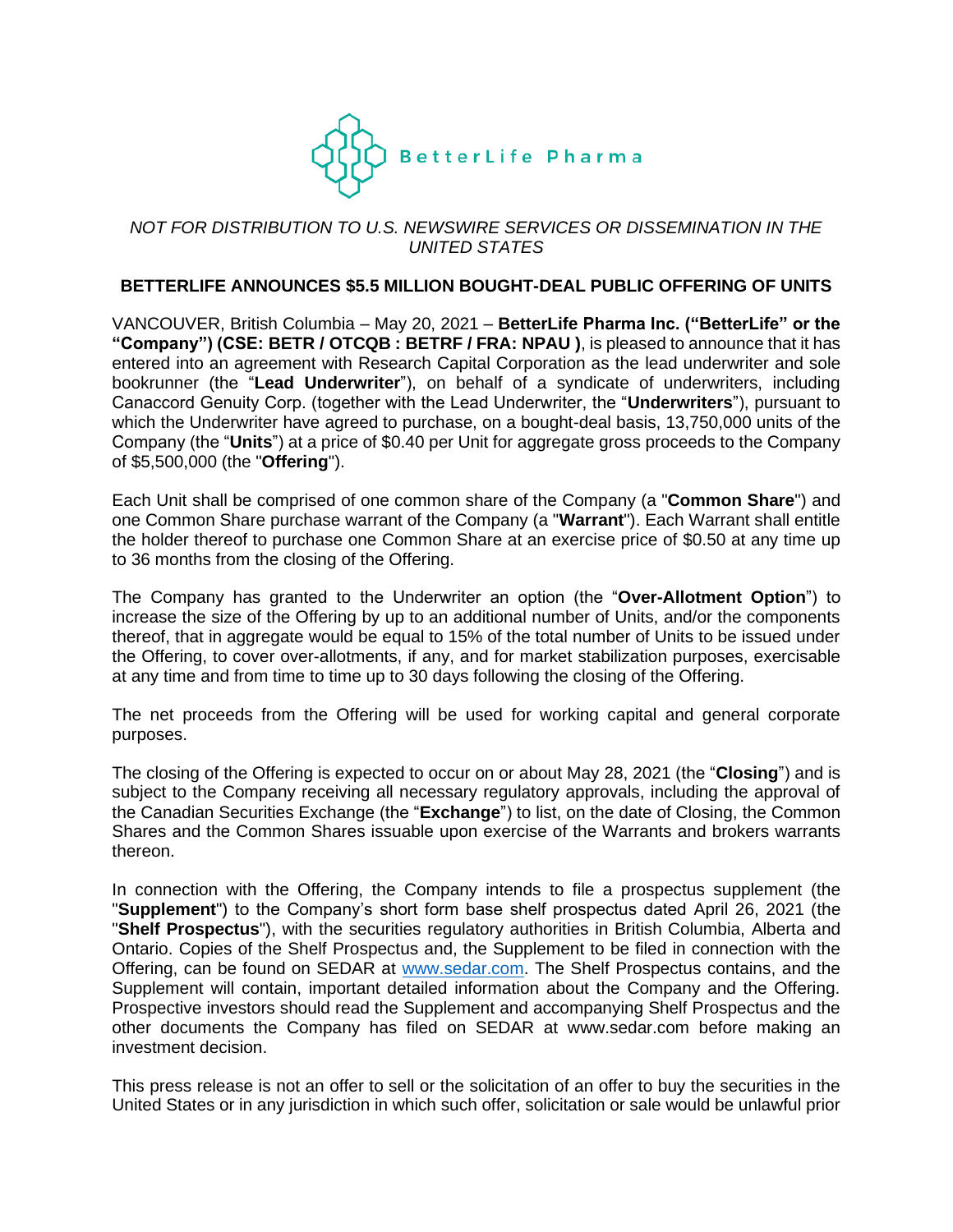BetterLife Pharma

*NOT FOR DISTRIBUTION TO U.S. NEWSWIRE SERVICES OR DISSEMINATION IN THE UNITED STATES*

# BETTERLIFE ANNOUNCES $5.5 MILLION BOUGHT-DEAL PUBLIC OFFERING OF UNITS

VANCOUVER, British Columbia – May 20, 2021 – **BetterLife Pharma Inc. ("BetterLife" or the "Company") (CSE: BETR / OTCQB : BETRF / FRA: NPAU )**, is pleased to announce that it has entered into an agreement with Research Capital Corporation as the lead underwriter and sole bookrunner (the "**Lead Underwriter**"), on behalf of a syndicate of underwriters, including Canaccord Genuity Corp. (together with the Lead Underwriter, the "**Underwriters**"), pursuant to which the Underwriter have agreed to purchase, on a bought-deal basis, 13,750,000 units of the Company (the "**Units**") at a price of $0.40 per Unit for aggregate gross proceeds to the Company of $5,500,000 (the "**Offering**").

Each Unit shall be comprised of one common share of the Company (a "**Common Share**") and one Common Share purchase warrant of the Company (a "**Warrant**"). Each Warrant shall entitle the holder thereof to purchase one Common Share at an exercise price of $0.50 at any time up to 36 months from the closing of the Offering.

The Company has granted to the Underwriter an option (the "**Over-Allotment Option**") to increase the size of the Offering by up to an additional number of Units, and/or the components thereof, that in aggregate would be equal to 15% of the total number of Units to be issued under the Offering, to cover over-allotments, if any, and for market stabilization purposes, exercisable at any time and from time to time up to 30 days following the closing of the Offering.

The net proceeds from the Offering will be used for working capital and general corporate purposes.

The closing of the Offering is expected to occur on or about May 28, 2021 (the "**Closing**") and is subject to the Company receiving all necessary regulatory approvals, including the approval of the Canadian Securities Exchange (the "**Exchange**") to list, on the date of Closing, the Common Shares and the Common Shares issuable upon exercise of the Warrants and brokers warrants thereon.

In connection with the Offering, the Company intends to file a prospectus supplement (the "**Supplement**") to the Company's short form base shelf prospectus dated April 26, 2021 (the "**Shelf Prospectus**"), with the securities regulatory authorities in British Columbia, Alberta and Ontario. Copies of the Shelf Prospectus and, the Supplement to be filed in connection with the Offering, can be found on SEDAR at [www.sedar.com](http://www.sedar.com). The Shelf Prospectus contains, and the Supplement will contain, important detailed information about the Company and the Offering. Prospective investors should read the Supplement and accompanying Shelf Prospectus and the other documents the Company has filed on SEDAR at www.sedar.com before making an investment decision.

This press release is not an offer to sell or the solicitation of an offer to buy the securities in the United States or in any jurisdiction in which such offer, solicitation or sale would be unlawful prior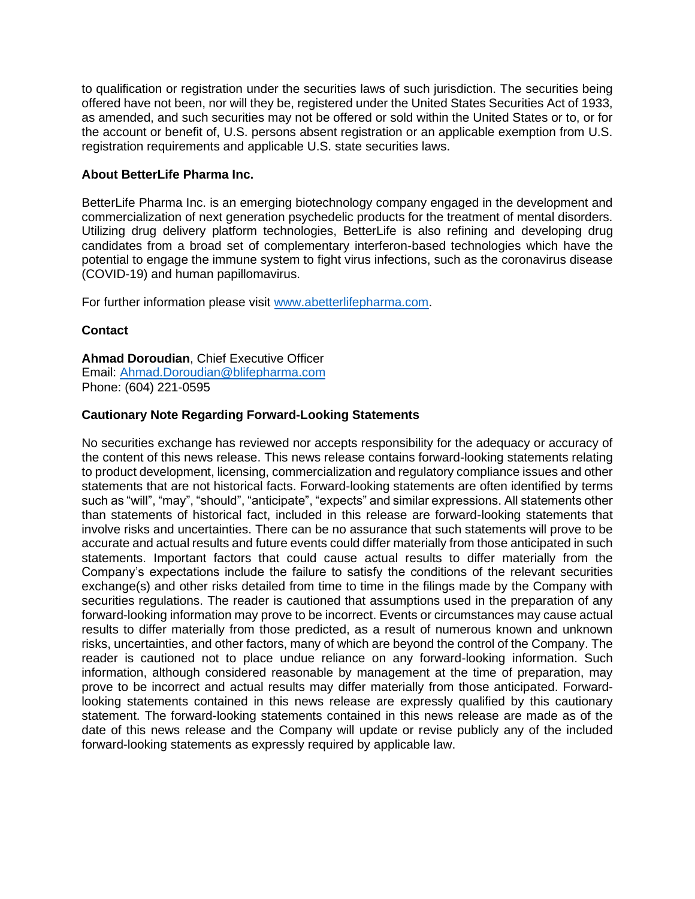to qualification or registration under the securities laws of such jurisdiction. The securities being offered have not been, nor will they be, registered under the United States Securities Act of 1933, as amended, and such securities may not be offered or sold within the United States or to, or for the account or benefit of, U.S. persons absent registration or an applicable exemption from U.S. registration requirements and applicable U.S. state securities laws.

**About BetterLife Pharma Inc.**

BetterLife Pharma Inc. is an emerging biotechnology company engaged in the development and commercialization of next generation psychedelic products for the treatment of mental disorders. Utilizing drug delivery platform technologies, BetterLife is also refining and developing drug candidates from a broad set of complementary interferon-based technologies which have the potential to engage the immune system to fight virus infections, such as the coronavirus disease (COVID-19) and human papillomavirus.

For further information please visit [www.abetterlifepharma.com](www.abetterlifepharma.com).

**Contact**

**Ahmad Doroudian**, Chief Executive Officer
Email: [Ahmad.Doroudian@blifepharma.com](mailto:Ahmad.Doroudian@blifepharma.com)
Phone: (604) 221-0595

**Cautionary Note Regarding Forward-Looking Statements**

No securities exchange has reviewed nor accepts responsibility for the adequacy or accuracy of the content of this news release. This news release contains forward-looking statements relating to product development, licensing, commercialization and regulatory compliance issues and other statements that are not historical facts. Forward-looking statements are often identified by terms such as "will", "may", "should", "anticipate", "expects" and similar expressions. All statements other than statements of historical fact, included in this release are forward-looking statements that involve risks and uncertainties. There can be no assurance that such statements will prove to be accurate and actual results and future events could differ materially from those anticipated in such statements. Important factors that could cause actual results to differ materially from the Company's expectations include the failure to satisfy the conditions of the relevant securities exchange(s) and other risks detailed from time to time in the filings made by the Company with securities regulations. The reader is cautioned that assumptions used in the preparation of any forward-looking information may prove to be incorrect. Events or circumstances may cause actual results to differ materially from those predicted, as a result of numerous known and unknown risks, uncertainties, and other factors, many of which are beyond the control of the Company. The reader is cautioned not to place undue reliance on any forward-looking information. Such information, although considered reasonable by management at the time of preparation, may prove to be incorrect and actual results may differ materially from those anticipated. Forward-looking statements contained in this news release are expressly qualified by this cautionary statement. The forward-looking statements contained in this news release are made as of the date of this news release and the Company will update or revise publicly any of the included forward-looking statements as expressly required by applicable law.